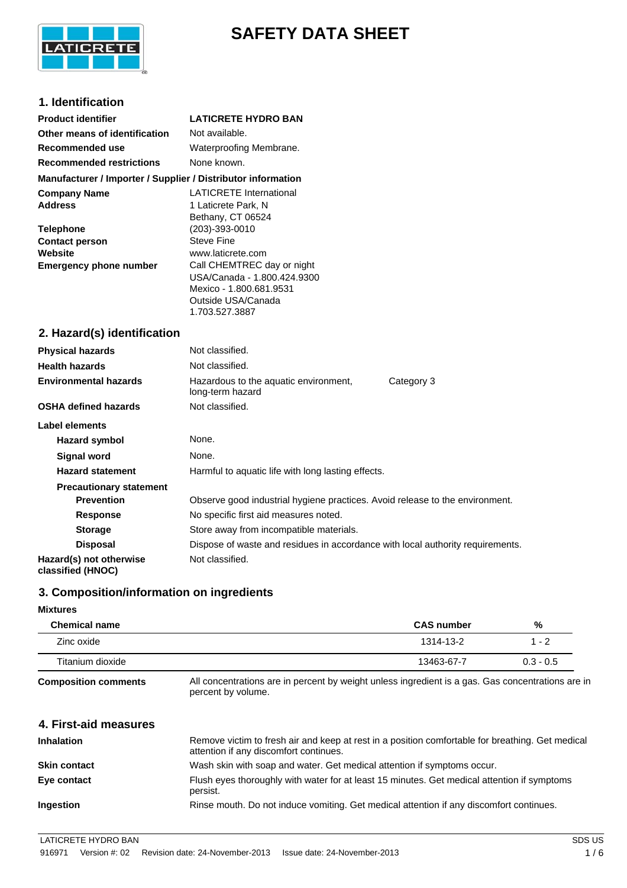# SAFETY DATA SHEET

## 1. Identification

| | |
|---|---|
| **Product identifier** | **LATICRETE HYDRO BAN** |
| **Other means of identification** | Not available. |
| **Recommended use** | Waterproofing Membrane. |
| **Recommended restrictions** | None known. |

**Manufacturer / Importer / Supplier / Distributor information**

| | |
|---|---|
| **Company Name** | LATICRETE International |
| **Address** | 1 Laticrete Park, N<br>Bethany, CT 06524 |
| **Telephone** | (203)-393-0010 |
| **Contact person** | Steve Fine |
| **Website** | www.laticrete.com |
| **Emergency phone number** | Call CHEMTREC day or night<br>USA/Canada - 1.800.424.9300<br>Mexico - 1.800.681.9531<br>Outside USA/Canada<br>1.703.527.3887 |

## 2. Hazard(s) identification

| | | |
|---|---|---|
| **Physical hazards** | Not classified. | |
| **Health hazards** | Not classified. | |
| **Environmental hazards** | Hazardous to the aquatic environment, long-term hazard | Category 3 |
| **OSHA defined hazards** | Not classified. | |

**Label elements**

| | |
|---|---|
| **Hazard symbol** | None. |
| **Signal word** | None. |
| **Hazard statement** | Harmful to aquatic life with long lasting effects. |

**Precautionary statement**

| | |
|---|---|
| **Prevention** | Observe good industrial hygiene practices. Avoid release to the environment. |
| **Response** | No specific first aid measures noted. |
| **Storage** | Store away from incompatible materials. |
| **Disposal** | Dispose of waste and residues in accordance with local authority requirements. |
| **Hazard(s) not otherwise classified (HNOC)** | Not classified. |

## 3. Composition/information on ingredients

**Mixtures**

| Chemical name | CAS number | % |
|---|---|---|
| Zinc oxide | 1314-13-2 | 1 - 2 |
| Titanium dioxide | 13463-67-7 | 0.3 - 0.5 |

**Composition comments** All concentrations are in percent by weight unless ingredient is a gas. Gas concentrations are in percent by volume.

## 4. First-aid measures

| | |
|---|---|
| **Inhalation** | Remove victim to fresh air and keep at rest in a position comfortable for breathing. Get medical attention if any discomfort continues. |
| **Skin contact** | Wash skin with soap and water. Get medical attention if symptoms occur. |
| **Eye contact** | Flush eyes thoroughly with water for at least 15 minutes. Get medical attention if symptoms persist. |
| **Ingestion** | Rinse mouth. Do not induce vomiting. Get medical attention if any discomfort continues. |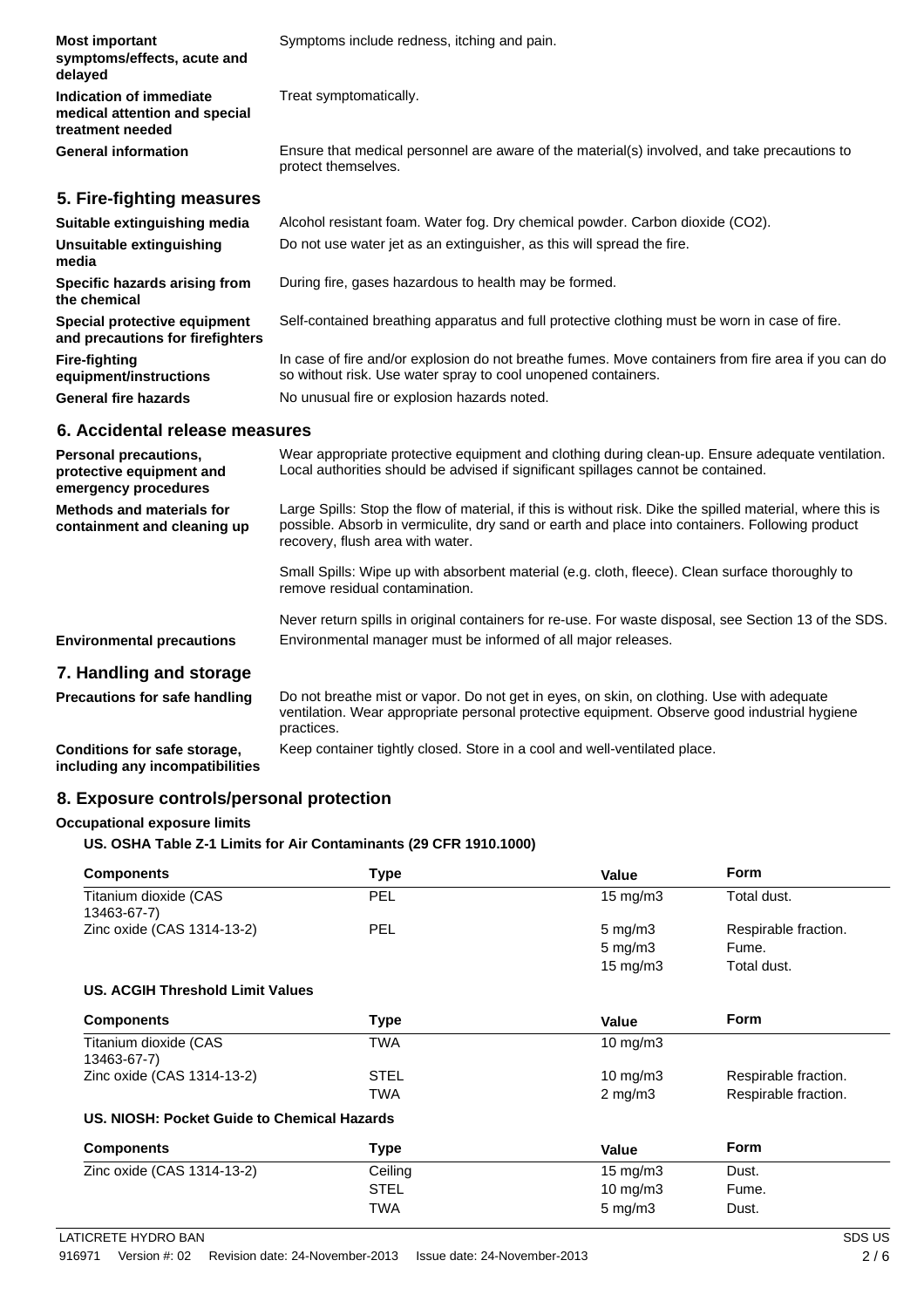| | |
|---|---|
| **Most important symptoms/effects, acute and delayed** | Symptoms include redness, itching and pain. |
| **Indication of immediate medical attention and special treatment needed** | Treat symptomatically. |
| **General information** | Ensure that medical personnel are aware of the material(s) involved, and take precautions to protect themselves. |

## 5. Fire-fighting measures

| | |
|---|---|
| **Suitable extinguishing media** | Alcohol resistant foam. Water fog. Dry chemical powder. Carbon dioxide ($CO_2$). |
| **Unsuitable extinguishing media** | Do not use water jet as an extinguisher, as this will spread the fire. |
| **Specific hazards arising from the chemical** | During fire, gases hazardous to health may be formed. |
| **Special protective equipment and precautions for firefighters** | Self-contained breathing apparatus and full protective clothing must be worn in case of fire. |
| **Fire-fighting equipment/instructions** | In case of fire and/or explosion do not breathe fumes. Move containers from fire area if you can do so without risk. Use water spray to cool unopened containers. |
| **General fire hazards** | No unusual fire or explosion hazards noted. |

## 6. Accidental release measures

| | |
|---|---|
| **Personal precautions, protective equipment and emergency procedures** | Wear appropriate protective equipment and clothing during clean-up. Ensure adequate ventilation. Local authorities should be advised if significant spillages cannot be contained. |
| **Methods and materials for containment and cleaning up** | Large Spills: Stop the flow of material, if this is without risk. Dike the spilled material, where this is possible. Absorb in vermiculite, dry sand or earth and place into containers. Following product recovery, flush area with water. |
| | Small Spills: Wipe up with absorbent material (e.g. cloth, fleece). Clean surface thoroughly to remove residual contamination. |
| | Never return spills in original containers for re-use. For waste disposal, see Section 13 of the SDS. |
| **Environmental precautions** | Environmental manager must be informed of all major releases. |

## 7. Handling and storage

| | |
|---|---|
| **Precautions for safe handling** | Do not breathe mist or vapor. Do not get in eyes, on skin, on clothing. Use with adequate ventilation. Wear appropriate personal protective equipment. Observe good industrial hygiene practices. |
| **Conditions for safe storage, including any incompatibilities** | Keep container tightly closed. Store in a cool and well-ventilated place. |

## 8. Exposure controls/personal protection

**Occupational exposure limits**

**US. OSHA Table Z-1 Limits for Air Contaminants (29 CFR 1910.1000)**

| Components | Type | Value | Form |
|---|---|---|---|
| Titanium dioxide (CAS 13463-67-7) | PEL | 15 mg/m3 | Total dust. |
| Zinc oxide (CAS 1314-13-2) | PEL | 5 mg/m3 | Respirable fraction. |
| | | 5 mg/m3 | Fume. |
| | | 15 mg/m3 | Total dust. |

**US. ACGIH Threshold Limit Values**

| Components | Type | Value | Form |
|---|---|---|---|
| Titanium dioxide (CAS 13463-67-7) | TWA | 10 mg/m3 | |
| Zinc oxide (CAS 1314-13-2) | STEL | 10 mg/m3 | Respirable fraction. |
| | TWA | 2 mg/m3 | Respirable fraction. |

**US. NIOSH: Pocket Guide to Chemical Hazards**

| Components | Type | Value | Form |
|---|---|---|---|
| Zinc oxide (CAS 1314-13-2) | Ceiling | 15 mg/m3 | Dust. |
| | STEL | 10 mg/m3 | Fume. |
| | TWA | 5 mg/m3 | Dust. |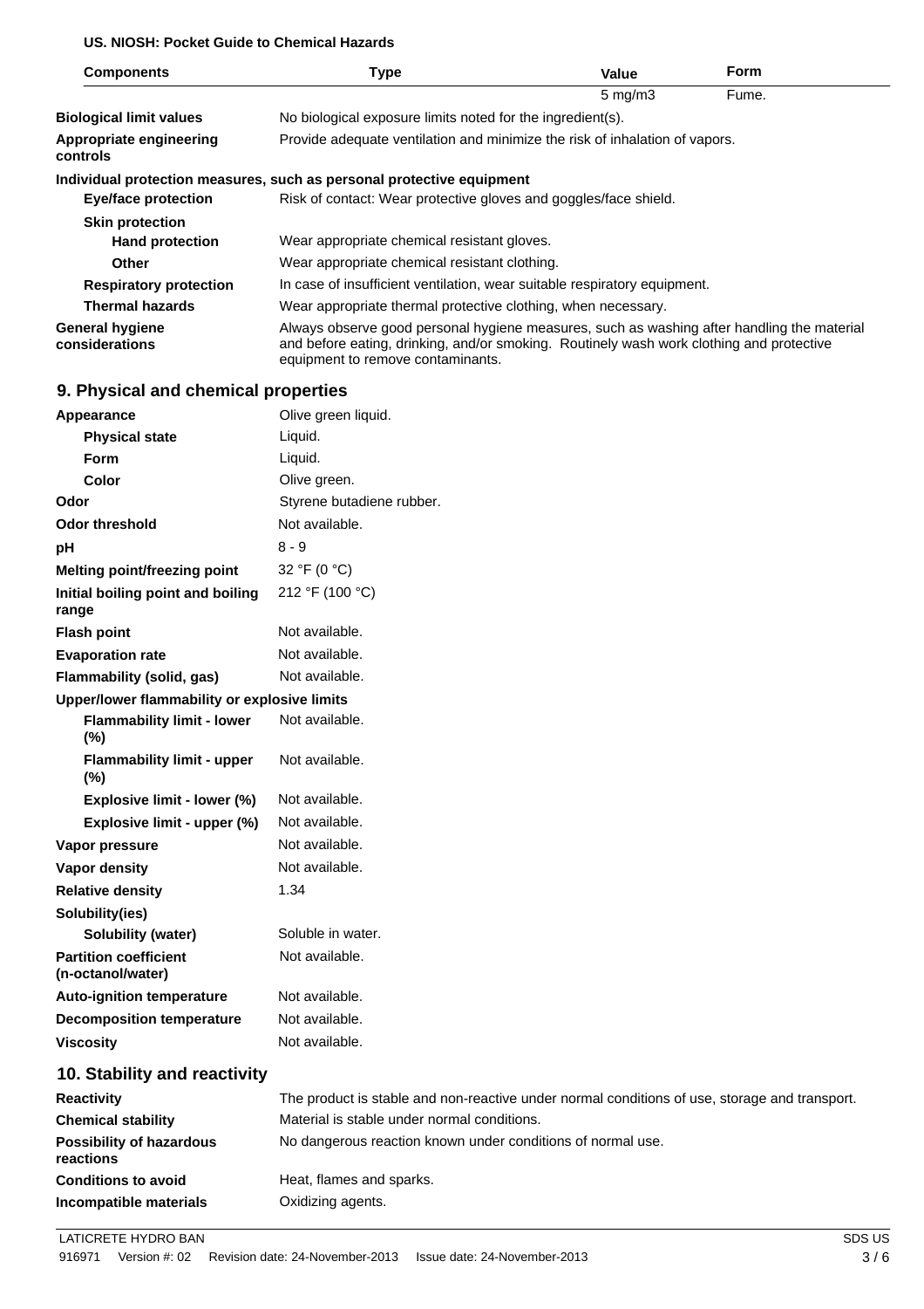**US. NIOSH: Pocket Guide to Chemical Hazards**

| Components | Type | Value | Form |
|---|---|---|---|
| | | 5 mg/m3 | Fume. |

**Biological limit values** No biological exposure limits noted for the ingredient(s).

**Appropriate engineering controls** Provide adequate ventilation and minimize the risk of inhalation of vapors.

**Individual protection measures, such as personal protective equipment**

**Eye/face protection** Risk of contact: Wear protective gloves and goggles/face shield.

**Skin protection**

**Hand protection** Wear appropriate chemical resistant gloves.

**Other** Wear appropriate chemical resistant clothing.

**Respiratory protection** In case of insufficient ventilation, wear suitable respiratory equipment.

**Thermal hazards** Wear appropriate thermal protective clothing, when necessary.

**General hygiene considerations** Always observe good personal hygiene measures, such as washing after handling the material and before eating, drinking, and/or smoking. Routinely wash work clothing and protective equipment to remove contaminants.

## 9. Physical and chemical properties

| | |
|---|---|
| **Appearance** | Olive green liquid. |
| **Physical state** | Liquid. |
| **Form** | Liquid. |
| **Color** | Olive green. |
| **Odor** | Styrene butadiene rubber. |
| **Odor threshold** | Not available. |
| **pH** | 8 - 9 |
| **Melting point/freezing point** | 32 °F (0 °C) |
| **Initial boiling point and boiling range** | 212 °F (100 °C) |
| **Flash point** | Not available. |
| **Evaporation rate** | Not available. |
| **Flammability (solid, gas)** | Not available. |
| **Upper/lower flammability or explosive limits** | |
| **Flammability limit - lower (%)** | Not available. |
| **Flammability limit - upper (%)** | Not available. |
| **Explosive limit - lower (%)** | Not available. |
| **Explosive limit - upper (%)** | Not available. |
| **Vapor pressure** | Not available. |
| **Vapor density** | Not available. |
| **Relative density** | 1.34 |
| **Solubility(ies)** | |
| **Solubility (water)** | Soluble in water. |
| **Partition coefficient (n-octanol/water)** | Not available. |
| **Auto-ignition temperature** | Not available. |
| **Decomposition temperature** | Not available. |
| **Viscosity** | Not available. |

## 10. Stability and reactivity

| | |
|---|---|
| **Reactivity** | The product is stable and non-reactive under normal conditions of use, storage and transport. |
| **Chemical stability** | Material is stable under normal conditions. |
| **Possibility of hazardous reactions** | No dangerous reaction known under conditions of normal use. |
| **Conditions to avoid** | Heat, flames and sparks. |
| **Incompatible materials** | Oxidizing agents. |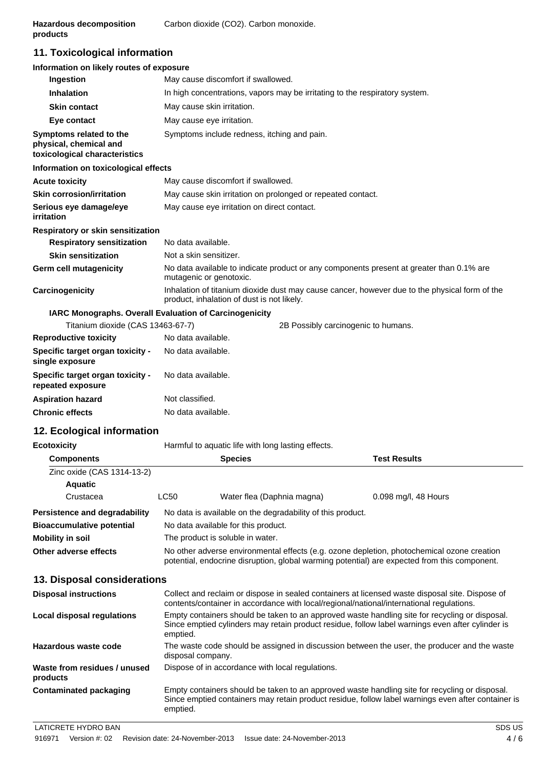| | |
|---|---|
| **Hazardous decomposition products** | Carbon dioxide ($CO_2$). Carbon monoxide. |

## 11. Toxicological information

**Information on likely routes of exposure**

| | |
|---|---|
| **Ingestion** | May cause discomfort if swallowed. |
| **Inhalation** | In high concentrations, vapors may be irritating to the respiratory system. |
| **Skin contact** | May cause skin irritation. |
| **Eye contact** | May cause eye irritation. |
| **Symptoms related to the physical, chemical and toxicological characteristics** | Symptoms include redness, itching and pain. |

**Information on toxicological effects**

| | |
|---|---|
| **Acute toxicity** | May cause discomfort if swallowed. |
| **Skin corrosion/irritation** | May cause skin irritation on prolonged or repeated contact. |
| **Serious eye damage/eye irritation** | May cause eye irritation on direct contact. |
| **Respiratory or skin sensitization** | |
| **Respiratory sensitization** | No data available. |
| **Skin sensitization** | Not a skin sensitizer. |
| **Germ cell mutagenicity** | No data available to indicate product or any components present at greater than 0.1% are mutagenic or genotoxic. |
| **Carcinogenicity** | Inhalation of titanium dioxide dust may cause cancer, however due to the physical form of the product, inhalation of dust is not likely. |

**IARC Monographs. Overall Evaluation of Carcinogenicity**

| | |
|---|---|
| Titanium dioxide (CAS 13463-67-7) | 2B Possibly carcinogenic to humans. |

| | |
|---|---|
| **Reproductive toxicity** | No data available. |
| **Specific target organ toxicity - single exposure** | No data available. |
| **Specific target organ toxicity - repeated exposure** | No data available. |
| **Aspiration hazard** | Not classified. |
| **Chronic effects** | No data available. |

## 12. Ecological information

**Ecotoxicity** Harmful to aquatic life with long lasting effects.

| Components | | Species | Test Results |
|---|---|---|---|
| Zinc oxide (CAS 1314-13-2) | | | |
| **Aquatic** | | | |
| Crustacea | LC50 | Water flea (Daphnia magna) | 0.098 mg/l, 48 Hours |

| | |
|---|---|
| **Persistence and degradability** | No data is available on the degradability of this product. |
| **Bioaccumulative potential** | No data available for this product. |
| **Mobility in soil** | The product is soluble in water. |
| **Other adverse effects** | No other adverse environmental effects (e.g. ozone depletion, photochemical ozone creation potential, endocrine disruption, global warming potential) are expected from this component. |

## 13. Disposal considerations

| | |
|---|---|
| **Disposal instructions** | Collect and reclaim or dispose in sealed containers at licensed waste disposal site. Dispose of contents/container in accordance with local/regional/national/international regulations. |
| **Local disposal regulations** | Empty containers should be taken to an approved waste handling site for recycling or disposal. Since emptied cylinders may retain product residue, follow label warnings even after cylinder is emptied. |
| **Hazardous waste code** | The waste code should be assigned in discussion between the user, the producer and the waste disposal company. |
| **Waste from residues / unused products** | Dispose of in accordance with local regulations. |
| **Contaminated packaging** | Empty containers should be taken to an approved waste handling site for recycling or disposal. Since emptied containers may retain product residue, follow label warnings even after container is emptied. |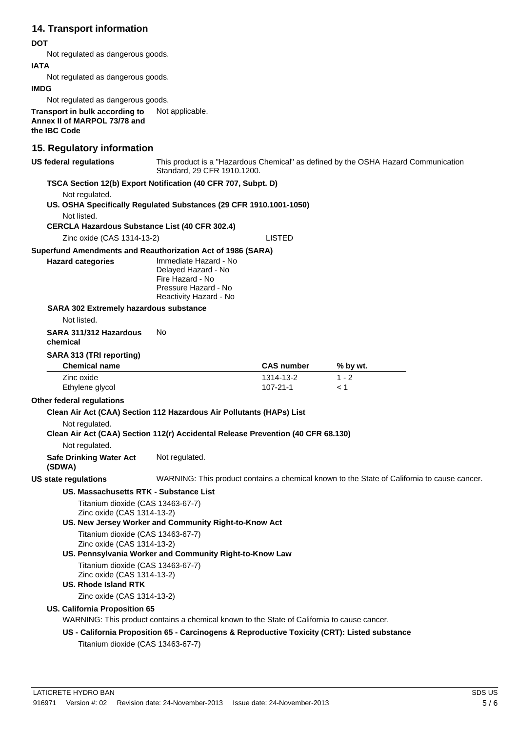## 14. Transport information

**DOT**

Not regulated as dangerous goods.

**IATA**

Not regulated as dangerous goods.

**IMDG**

Not regulated as dangerous goods.

**Transport in bulk according to Annex II of MARPOL 73/78 and the IBC Code** Not applicable.

## 15. Regulatory information

**US federal regulations** This product is a "Hazardous Chemical" as defined by the OSHA Hazard Communication Standard, 29 CFR 1910.1200.

**TSCA Section 12(b) Export Notification (40 CFR 707, Subpt. D)**

Not regulated.

**US. OSHA Specifically Regulated Substances (29 CFR 1910.1001-1050)**

Not listed.

**CERCLA Hazardous Substance List (40 CFR 302.4)**

Zinc oxide (CAS 1314-13-2) LISTED

**Superfund Amendments and Reauthorization Act of 1986 (SARA)**

**Hazard categories**

Immediate Hazard - No
Delayed Hazard - No
Fire Hazard - No
Pressure Hazard - No
Reactivity Hazard - No

**SARA 302 Extremely hazardous substance**

Not listed.

**SARA 311/312 Hazardous chemical** No

**SARA 313 (TRI reporting)**

| Chemical name | CAS number | % by wt. |
|---|---|---|
| Zinc oxide | 1314-13-2 | 1 - 2 |
| Ethylene glycol | 107-21-1 | < 1 |

**Other federal regulations**

**Clean Air Act (CAA) Section 112 Hazardous Air Pollutants (HAPs) List**

Not regulated.

**Clean Air Act (CAA) Section 112(r) Accidental Release Prevention (40 CFR 68.130)**

Not regulated.

**Safe Drinking Water Act (SDWA)** Not regulated.

**US state regulations** WARNING: This product contains a chemical known to the State of California to cause cancer.

**US. Massachusetts RTK - Substance List**

Titanium dioxide (CAS 13463-67-7)
Zinc oxide (CAS 1314-13-2)

**US. New Jersey Worker and Community Right-to-Know Act**

Titanium dioxide (CAS 13463-67-7)
Zinc oxide (CAS 1314-13-2)

**US. Pennsylvania Worker and Community Right-to-Know Law**

Titanium dioxide (CAS 13463-67-7)
Zinc oxide (CAS 1314-13-2)

**US. Rhode Island RTK**

Zinc oxide (CAS 1314-13-2)

**US. California Proposition 65**

WARNING: This product contains a chemical known to the State of California to cause cancer.

**US - California Proposition 65 - Carcinogens & Reproductive Toxicity (CRT): Listed substance**

Titanium dioxide (CAS 13463-67-7)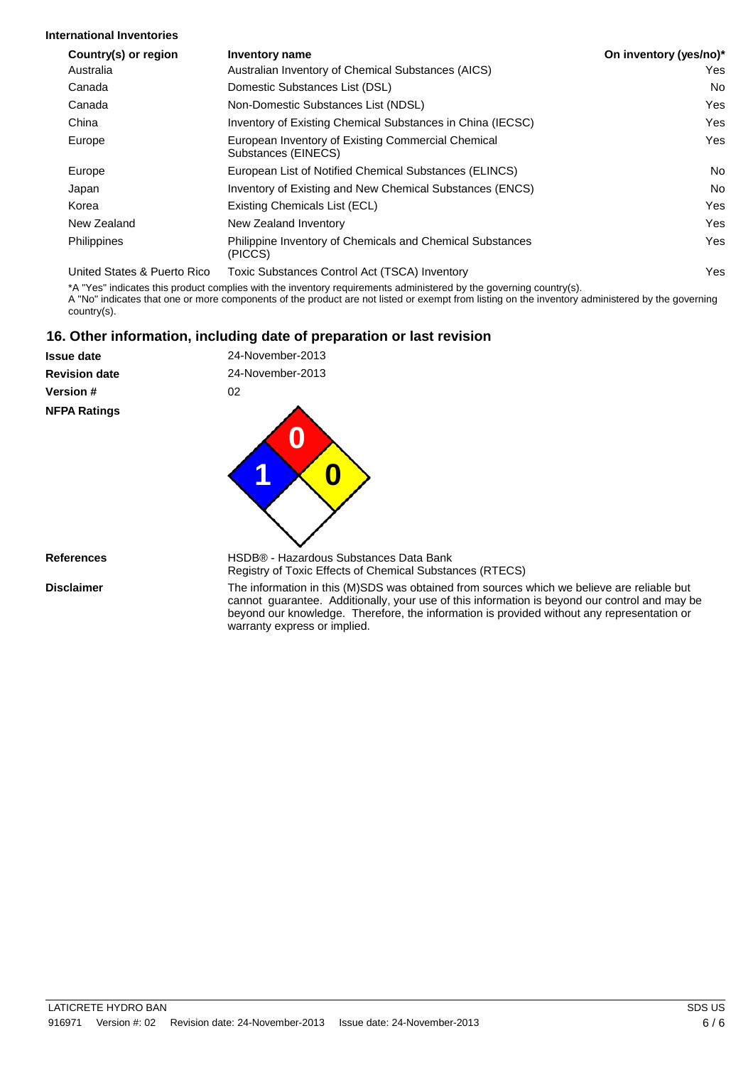**International Inventories**

| Country(s) or region | Inventory name | On inventory (yes/no)* |
|---|---|---|
| Australia | Australian Inventory of Chemical Substances (AICS) | Yes |
| Canada | Domestic Substances List (DSL) | No |
| Canada | Non-Domestic Substances List (NDSL) | Yes |
| China | Inventory of Existing Chemical Substances in China (IECSC) | Yes |
| Europe | European Inventory of Existing Commercial Chemical Substances (EINECS) | Yes |
| Europe | European List of Notified Chemical Substances (ELINCS) | No |
| Japan | Inventory of Existing and New Chemical Substances (ENCS) | No |
| Korea | Existing Chemicals List (ECL) | Yes |
| New Zealand | New Zealand Inventory | Yes |
| Philippines | Philippine Inventory of Chemicals and Chemical Substances (PICCS) | Yes |
| United States & Puerto Rico | Toxic Substances Control Act (TSCA) Inventory | Yes |

*A "Yes" indicates this product complies with the inventory requirements administered by the governing country(s).
A "No" indicates that one or more components of the product are not listed or exempt from listing on the inventory administered by the governing country(s).

## 16. Other information, including date of preparation or last revision

**Issue date** 24-November-2013

**Revision date** 24-November-2013

**Version #** 02

**NFPA Ratings**

Health: 1
Flammability: 0
Instability: 0

**References**
HSDB® - Hazardous Substances Data Bank
Registry of Toxic Effects of Chemical Substances (RTECS)

**Disclaimer**
The information in this (M)SDS was obtained from sources which we believe are reliable but cannot guarantee. Additionally, your use of this information is beyond our control and may be beyond our knowledge. Therefore, the information is provided without any representation or warranty express or implied.